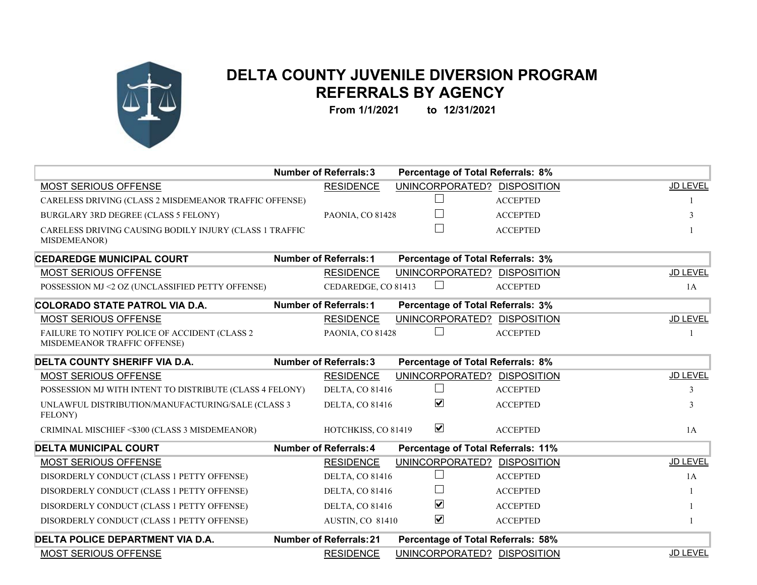# DELTA COUNTY JUVENILE DIVERSION PROGRAM

## REFERRALS BY AGENCY

**From 1/1/2021 to 12/31/2021**

| | **Number of Referrals: 3** | **Percentage of Total Referrals: 8%** | | |
|---|---|---|---|---|
| MOST SERIOUS OFFENSE | RESIDENCE | UNINCORPORATED? | DISPOSITION | JD LEVEL |
| CARELESS DRIVING (CLASS 2 MISDEMEANOR TRAFFIC OFFENSE) | | ☐ | ACCEPTED | 1 |
| BURGLARY 3RD DEGREE (CLASS 5 FELONY) | PAONIA, CO 81428 | ☐ | ACCEPTED | 3 |
| CARELESS DRIVING CAUSING BODILY INJURY (CLASS 1 TRAFFIC MISDEMEANOR) | | ☐ | ACCEPTED | 1 |

| **CEDAREDGE MUNICIPAL COURT** | **Number of Referrals: 1** | **Percentage of Total Referrals: 3%** | | |
|---|---|---|---|---|
| MOST SERIOUS OFFENSE | RESIDENCE | UNINCORPORATED? | DISPOSITION | JD LEVEL |
| POSSESSION MJ <2 OZ (UNCLASSIFIED PETTY OFFENSE) | CEDAREDGE, CO 81413 | ☐ | ACCEPTED | 1A |

| **COLORADO STATE PATROL VIA D.A.** | **Number of Referrals: 1** | **Percentage of Total Referrals: 3%** | | |
|---|---|---|---|---|
| MOST SERIOUS OFFENSE | RESIDENCE | UNINCORPORATED? | DISPOSITION | JD LEVEL |
| FAILURE TO NOTIFY POLICE OF ACCIDENT (CLASS 2 MISDEMEANOR TRAFFIC OFFENSE) | PAONIA, CO 81428 | ☐ | ACCEPTED | 1 |

| **DELTA COUNTY SHERIFF VIA D.A.** | **Number of Referrals: 3** | **Percentage of Total Referrals: 8%** | | |
|---|---|---|---|---|
| MOST SERIOUS OFFENSE | RESIDENCE | UNINCORPORATED? | DISPOSITION | JD LEVEL |
| POSSESSION MJ WITH INTENT TO DISTRIBUTE (CLASS 4 FELONY) | DELTA, CO 81416 | ☐ | ACCEPTED | 3 |
| UNLAWFUL DISTRIBUTION/MANUFACTURING/SALE (CLASS 3 FELONY) | DELTA, CO 81416 | ☑ | ACCEPTED | 3 |
| CRIMINAL MISCHIEF <$300 (CLASS 3 MISDEMEANOR) | HOTCHKISS, CO 81419 | ☑ | ACCEPTED | 1A |

| **DELTA MUNICIPAL COURT** | **Number of Referrals: 4** | **Percentage of Total Referrals: 11%** | | |
|---|---|---|---|---|
| MOST SERIOUS OFFENSE | RESIDENCE | UNINCORPORATED? | DISPOSITION | JD LEVEL |
| DISORDERLY CONDUCT (CLASS 1 PETTY OFFENSE) | DELTA, CO 81416 | ☐ | ACCEPTED | 1A |
| DISORDERLY CONDUCT (CLASS 1 PETTY OFFENSE) | DELTA, CO 81416 | ☐ | ACCEPTED | 1 |
| DISORDERLY CONDUCT (CLASS 1 PETTY OFFENSE) | DELTA, CO 81416 | ☑ | ACCEPTED | 1 |
| DISORDERLY CONDUCT (CLASS 1 PETTY OFFENSE) | AUSTIN, CO 81410 | ☑ | ACCEPTED | 1 |

| **DELTA POLICE DEPARTMENT VIA D.A.** | **Number of Referrals: 21** | **Percentage of Total Referrals: 58%** | | |
|---|---|---|---|---|
| MOST SERIOUS OFFENSE | RESIDENCE | UNINCORPORATED? | DISPOSITION | JD LEVEL |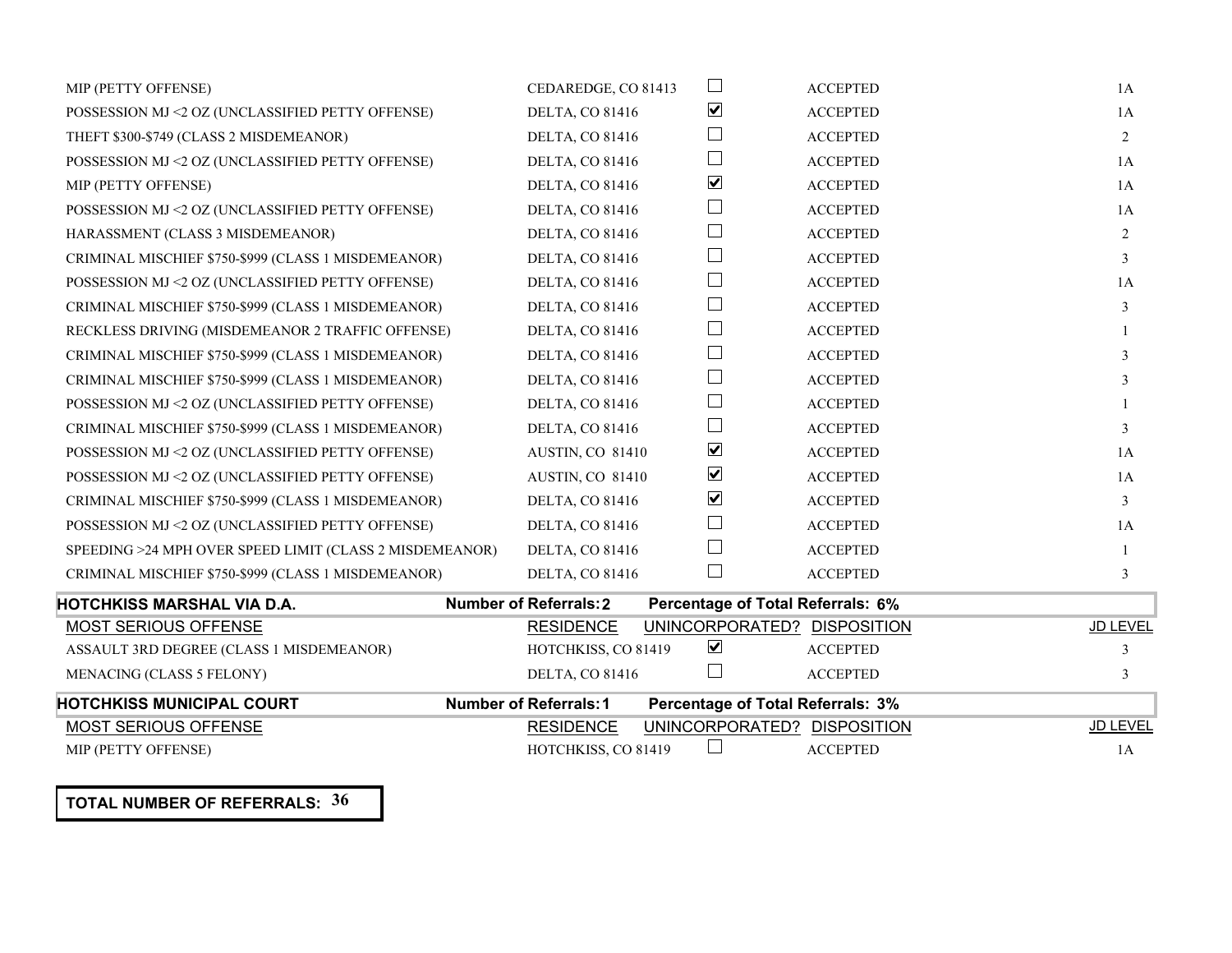| MOST SERIOUS OFFENSE | RESIDENCE | UNINCORPORATED? | DISPOSITION | JD LEVEL |
|---|---|---|---|---|
| MIP (PETTY OFFENSE) | CEDAREDGE, CO 81413 | ☐ | ACCEPTED | 1A |
| POSSESSION MJ <2 OZ (UNCLASSIFIED PETTY OFFENSE) | DELTA, CO 81416 | ☑ | ACCEPTED | 1A |
| THEFT $300-$749 (CLASS 2 MISDEMEANOR) | DELTA, CO 81416 | ☐ | ACCEPTED | 2 |
| POSSESSION MJ <2 OZ (UNCLASSIFIED PETTY OFFENSE) | DELTA, CO 81416 | ☐ | ACCEPTED | 1A |
| MIP (PETTY OFFENSE) | DELTA, CO 81416 | ☑ | ACCEPTED | 1A |
| POSSESSION MJ <2 OZ (UNCLASSIFIED PETTY OFFENSE) | DELTA, CO 81416 | ☐ | ACCEPTED | 1A |
| HARASSMENT (CLASS 3 MISDEMEANOR) | DELTA, CO 81416 | ☐ | ACCEPTED | 2 |
| CRIMINAL MISCHIEF $750-$999 (CLASS 1 MISDEMEANOR) | DELTA, CO 81416 | ☐ | ACCEPTED | 3 |
| POSSESSION MJ <2 OZ (UNCLASSIFIED PETTY OFFENSE) | DELTA, CO 81416 | ☐ | ACCEPTED | 1A |
| CRIMINAL MISCHIEF $750-$999 (CLASS 1 MISDEMEANOR) | DELTA, CO 81416 | ☐ | ACCEPTED | 3 |
| RECKLESS DRIVING (MISDEMEANOR 2 TRAFFIC OFFENSE) | DELTA, CO 81416 | ☐ | ACCEPTED | 1 |
| CRIMINAL MISCHIEF $750-$999 (CLASS 1 MISDEMEANOR) | DELTA, CO 81416 | ☐ | ACCEPTED | 3 |
| CRIMINAL MISCHIEF $750-$999 (CLASS 1 MISDEMEANOR) | DELTA, CO 81416 | ☐ | ACCEPTED | 3 |
| POSSESSION MJ <2 OZ (UNCLASSIFIED PETTY OFFENSE) | DELTA, CO 81416 | ☐ | ACCEPTED | 1 |
| CRIMINAL MISCHIEF $750-$999 (CLASS 1 MISDEMEANOR) | DELTA, CO 81416 | ☐ | ACCEPTED | 3 |
| POSSESSION MJ <2 OZ (UNCLASSIFIED PETTY OFFENSE) | AUSTIN, CO 81410 | ☑ | ACCEPTED | 1A |
| POSSESSION MJ <2 OZ (UNCLASSIFIED PETTY OFFENSE) | AUSTIN, CO 81410 | ☑ | ACCEPTED | 1A |
| CRIMINAL MISCHIEF $750-$999 (CLASS 1 MISDEMEANOR) | DELTA, CO 81416 | ☑ | ACCEPTED | 3 |
| POSSESSION MJ <2 OZ (UNCLASSIFIED PETTY OFFENSE) | DELTA, CO 81416 | ☐ | ACCEPTED | 1A |
| SPEEDING >24 MPH OVER SPEED LIMIT (CLASS 2 MISDEMEANOR) | DELTA, CO 81416 | ☐ | ACCEPTED | 1 |
| CRIMINAL MISCHIEF $750-$999 (CLASS 1 MISDEMEANOR) | DELTA, CO 81416 | ☐ | ACCEPTED | 3 |

**HOTCHKISS MARSHAL VIA D.A.** — **Number of Referrals: 2** — **Percentage of Total Referrals: 6%**

| MOST SERIOUS OFFENSE | RESIDENCE | UNINCORPORATED? | DISPOSITION | JD LEVEL |
|---|---|---|---|---|
| ASSAULT 3RD DEGREE (CLASS 1 MISDEMEANOR) | HOTCHKISS, CO 81419 | ☑ | ACCEPTED | 3 |
| MENACING (CLASS 5 FELONY) | DELTA, CO 81416 | ☐ | ACCEPTED | 3 |

**HOTCHKISS MUNICIPAL COURT** — **Number of Referrals: 1** — **Percentage of Total Referrals: 3%**

| MOST SERIOUS OFFENSE | RESIDENCE | UNINCORPORATED? | DISPOSITION | JD LEVEL |
|---|---|---|---|---|
| MIP (PETTY OFFENSE) | HOTCHKISS, CO 81419 | ☐ | ACCEPTED | 1A |

**TOTAL NUMBER OF REFERRALS: 36**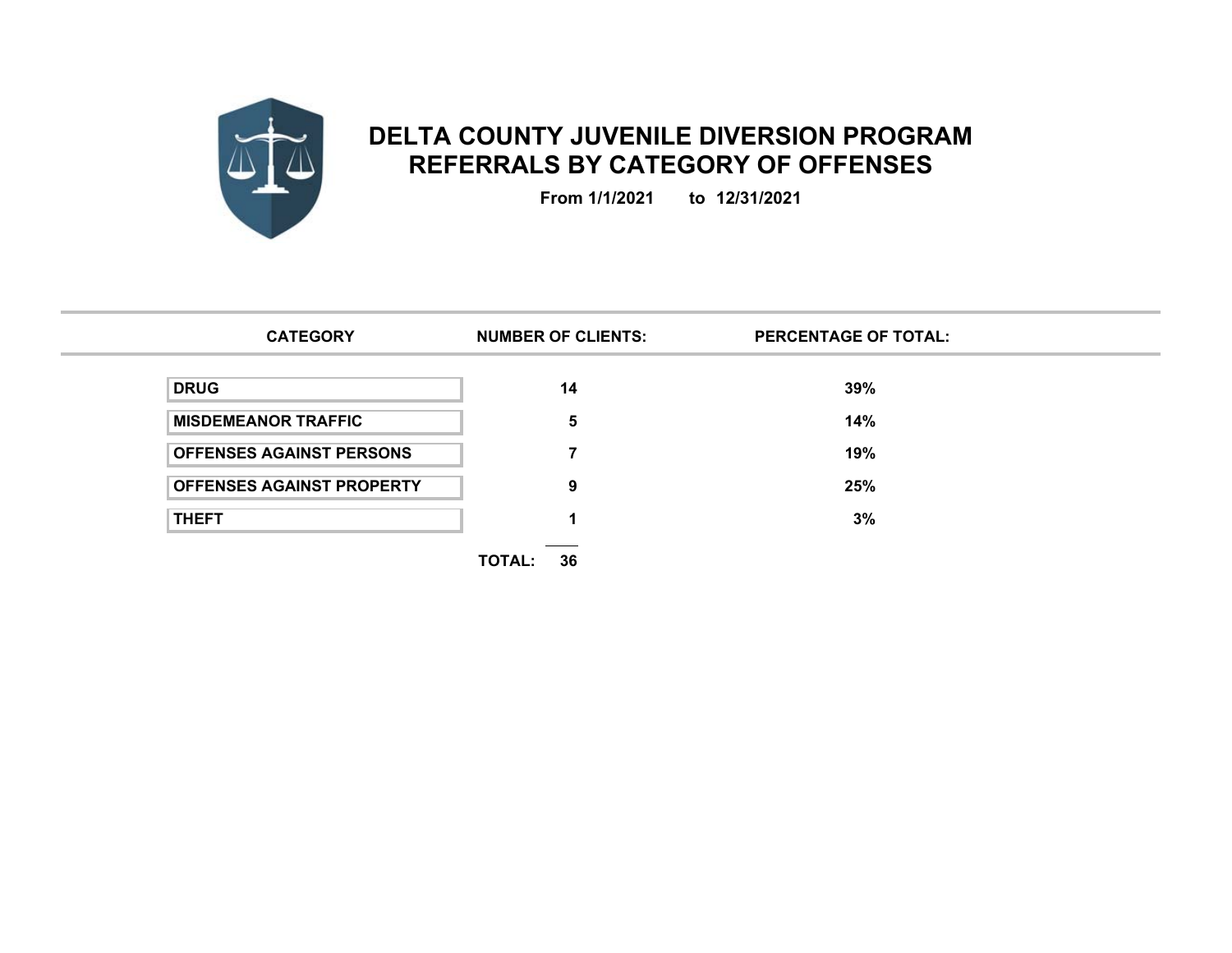# DELTA COUNTY JUVENILE DIVERSION PROGRAM
# REFERRALS BY CATEGORY OF OFFENSES

**From 1/1/2021 to 12/31/2021**

| CATEGORY | NUMBER OF CLIENTS: | PERCENTAGE OF TOTAL: |
|---|---|---|
| DRUG | 14 | 39% |
| MISDEMEANOR TRAFFIC | 5 | 14% |
| OFFENSES AGAINST PERSONS | 7 | 19% |
| OFFENSES AGAINST PROPERTY | 9 | 25% |
| THEFT | 1 | 3% |
| | TOTAL: 36 | |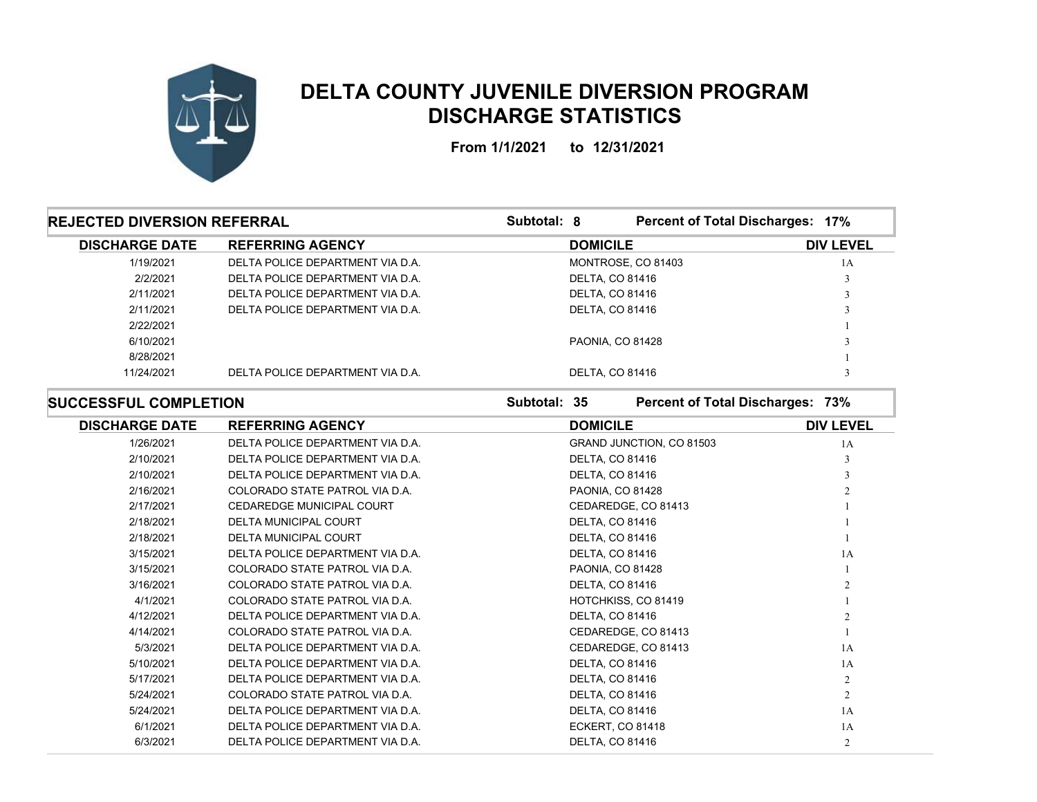# DELTA COUNTY JUVENILE DIVERSION PROGRAM
# DISCHARGE STATISTICS

**From 1/1/2021 to 12/31/2021**

## REJECTED DIVERSION REFERRAL

**Subtotal: 8** **Percent of Total Discharges: 17%**

| DISCHARGE DATE | REFERRING AGENCY | DOMICILE | DIV LEVEL |
|---|---|---|---|
| 1/19/2021 | DELTA POLICE DEPARTMENT VIA D.A. | MONTROSE, CO 81403 | 1A |
| 2/2/2021 | DELTA POLICE DEPARTMENT VIA D.A. | DELTA, CO 81416 | 3 |
| 2/11/2021 | DELTA POLICE DEPARTMENT VIA D.A. | DELTA, CO 81416 | 3 |
| 2/11/2021 | DELTA POLICE DEPARTMENT VIA D.A. | DELTA, CO 81416 | 3 |
| 2/22/2021 | | | 1 |
| 6/10/2021 | | PAONIA, CO 81428 | 3 |
| 8/28/2021 | | | 1 |
| 11/24/2021 | DELTA POLICE DEPARTMENT VIA D.A. | DELTA, CO 81416 | 3 |

## SUCCESSFUL COMPLETION

**Subtotal: 35** **Percent of Total Discharges: 73%**

| DISCHARGE DATE | REFERRING AGENCY | DOMICILE | DIV LEVEL |
|---|---|---|---|
| 1/26/2021 | DELTA POLICE DEPARTMENT VIA D.A. | GRAND JUNCTION, CO 81503 | 1A |
| 2/10/2021 | DELTA POLICE DEPARTMENT VIA D.A. | DELTA, CO 81416 | 3 |
| 2/10/2021 | DELTA POLICE DEPARTMENT VIA D.A. | DELTA, CO 81416 | 3 |
| 2/16/2021 | COLORADO STATE PATROL VIA D.A. | PAONIA, CO 81428 | 2 |
| 2/17/2021 | CEDAREDGE MUNICIPAL COURT | CEDAREDGE, CO 81413 | 1 |
| 2/18/2021 | DELTA MUNICIPAL COURT | DELTA, CO 81416 | 1 |
| 2/18/2021 | DELTA MUNICIPAL COURT | DELTA, CO 81416 | 1 |
| 3/15/2021 | DELTA POLICE DEPARTMENT VIA D.A. | DELTA, CO 81416 | 1A |
| 3/15/2021 | COLORADO STATE PATROL VIA D.A. | PAONIA, CO 81428 | 1 |
| 3/16/2021 | COLORADO STATE PATROL VIA D.A. | DELTA, CO 81416 | 2 |
| 4/1/2021 | COLORADO STATE PATROL VIA D.A. | HOTCHKISS, CO 81419 | 1 |
| 4/12/2021 | DELTA POLICE DEPARTMENT VIA D.A. | DELTA, CO 81416 | 2 |
| 4/14/2021 | COLORADO STATE PATROL VIA D.A. | CEDAREDGE, CO 81413 | 1 |
| 5/3/2021 | DELTA POLICE DEPARTMENT VIA D.A. | CEDAREDGE, CO 81413 | 1A |
| 5/10/2021 | DELTA POLICE DEPARTMENT VIA D.A. | DELTA, CO 81416 | 1A |
| 5/17/2021 | DELTA POLICE DEPARTMENT VIA D.A. | DELTA, CO 81416 | 2 |
| 5/24/2021 | COLORADO STATE PATROL VIA D.A. | DELTA, CO 81416 | 2 |
| 5/24/2021 | DELTA POLICE DEPARTMENT VIA D.A. | DELTA, CO 81416 | 1A |
| 6/1/2021 | DELTA POLICE DEPARTMENT VIA D.A. | ECKERT, CO 81418 | 1A |
| 6/3/2021 | DELTA POLICE DEPARTMENT VIA D.A. | DELTA, CO 81416 | 2 |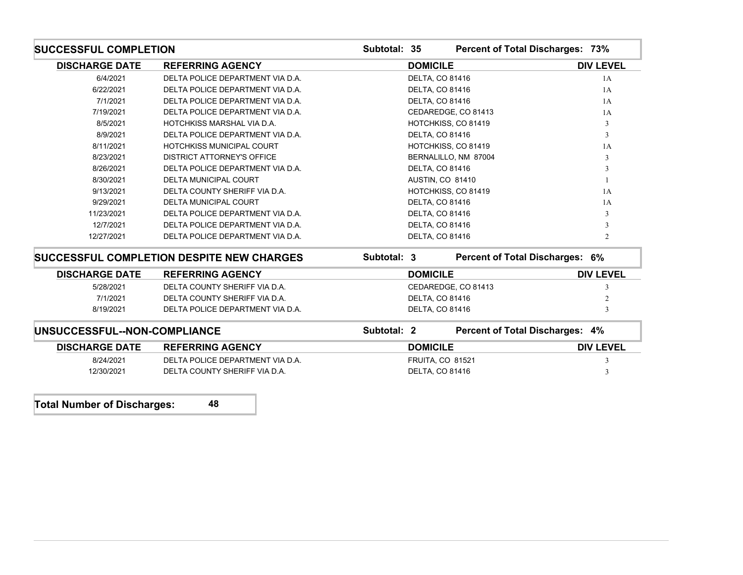## SUCCESSFUL COMPLETION

Subtotal: 35 | Percent of Total Discharges: 73%

| DISCHARGE DATE | REFERRING AGENCY | DOMICILE | DIV LEVEL |
|---|---|---|---|
| 6/4/2021 | DELTA POLICE DEPARTMENT VIA D.A. | DELTA, CO 81416 | 1A |
| 6/22/2021 | DELTA POLICE DEPARTMENT VIA D.A. | DELTA, CO 81416 | 1A |
| 7/1/2021 | DELTA POLICE DEPARTMENT VIA D.A. | DELTA, CO 81416 | 1A |
| 7/19/2021 | DELTA POLICE DEPARTMENT VIA D.A. | CEDAREDGE, CO 81413 | 1A |
| 8/5/2021 | HOTCHKISS MARSHAL VIA D.A. | HOTCHKISS, CO 81419 | 3 |
| 8/9/2021 | DELTA POLICE DEPARTMENT VIA D.A. | DELTA, CO 81416 | 3 |
| 8/11/2021 | HOTCHKISS MUNICIPAL COURT | HOTCHKISS, CO 81419 | 1A |
| 8/23/2021 | DISTRICT ATTORNEY'S OFFICE | BERNALILLO, NM 87004 | 3 |
| 8/26/2021 | DELTA POLICE DEPARTMENT VIA D.A. | DELTA, CO 81416 | 3 |
| 8/30/2021 | DELTA MUNICIPAL COURT | AUSTIN, CO 81410 | 1 |
| 9/13/2021 | DELTA COUNTY SHERIFF VIA D.A. | HOTCHKISS, CO 81419 | 1A |
| 9/29/2021 | DELTA MUNICIPAL COURT | DELTA, CO 81416 | 1A |
| 11/23/2021 | DELTA POLICE DEPARTMENT VIA D.A. | DELTA, CO 81416 | 3 |
| 12/7/2021 | DELTA POLICE DEPARTMENT VIA D.A. | DELTA, CO 81416 | 3 |
| 12/27/2021 | DELTA POLICE DEPARTMENT VIA D.A. | DELTA, CO 81416 | 2 |

## SUCCESSFUL COMPLETION DESPITE NEW CHARGES

Subtotal: 3 | Percent of Total Discharges: 6%

| DISCHARGE DATE | REFERRING AGENCY | DOMICILE | DIV LEVEL |
|---|---|---|---|
| 5/28/2021 | DELTA COUNTY SHERIFF VIA D.A. | CEDAREDGE, CO 81413 | 3 |
| 7/1/2021 | DELTA COUNTY SHERIFF VIA D.A. | DELTA, CO 81416 | 2 |
| 8/19/2021 | DELTA POLICE DEPARTMENT VIA D.A. | DELTA, CO 81416 | 3 |

## UNSUCCESSFUL--NON-COMPLIANCE

Subtotal: 2 | Percent of Total Discharges: 4%

| DISCHARGE DATE | REFERRING AGENCY | DOMICILE | DIV LEVEL |
|---|---|---|---|
| 8/24/2021 | DELTA POLICE DEPARTMENT VIA D.A. | FRUITA, CO 81521 | 3 |
| 12/30/2021 | DELTA COUNTY SHERIFF VIA D.A. | DELTA, CO 81416 | 3 |

**Total Number of Discharges: 48**